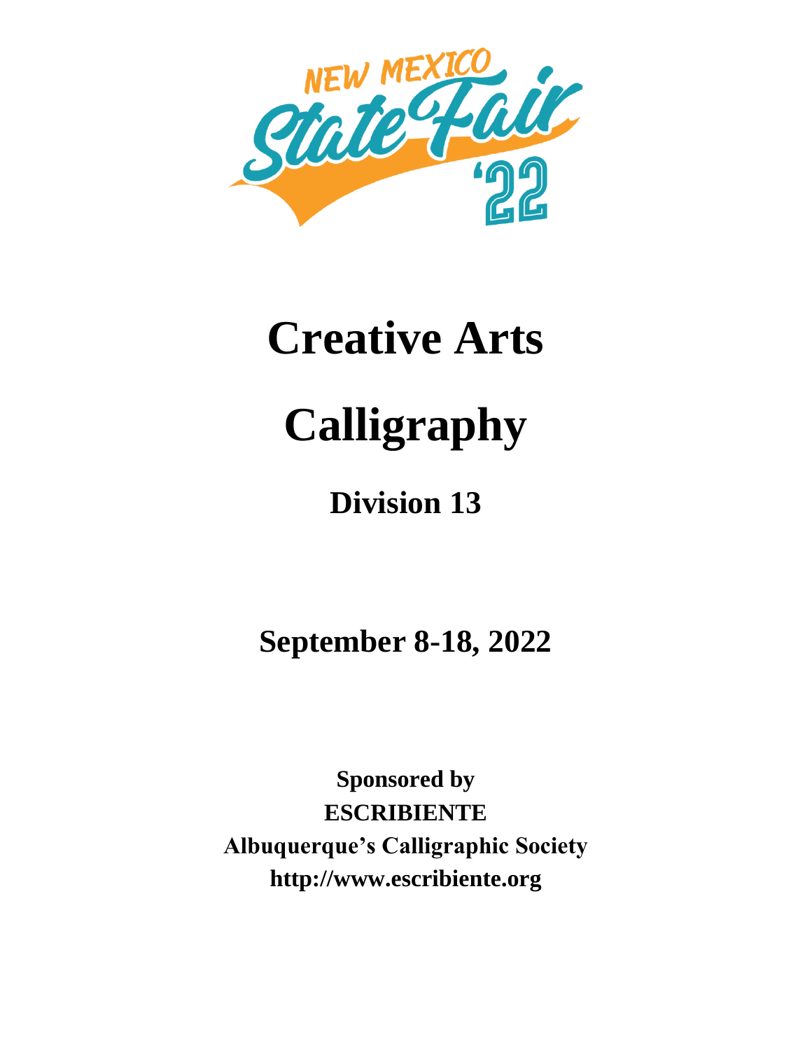NEW MEXICO State Fair '22

# Creative Arts

# Calligraphy

## Division 13

## September 8-18, 2022

**Sponsored by**
**ESCRIBIENTE**
**Albuquerque's Calligraphic Society**
**http://www.escribiente.org**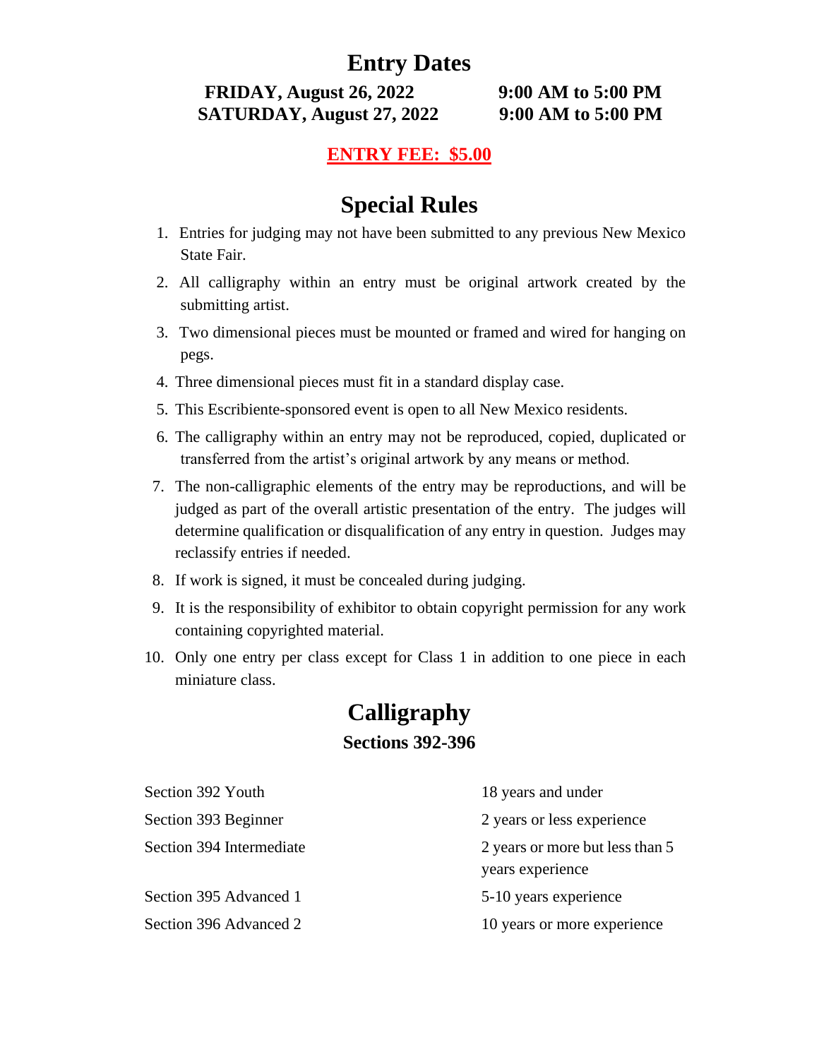# Entry Dates

**FRIDAY, August 26, 2022 — 9:00 AM to 5:00 PM**
**SATURDAY, August 27, 2022 — 9:00 AM to 5:00 PM**

**ENTRY FEE: $5.00**

# Special Rules

1. Entries for judging may not have been submitted to any previous New Mexico State Fair.
2. All calligraphy within an entry must be original artwork created by the submitting artist.
3. Two dimensional pieces must be mounted or framed and wired for hanging on pegs.
4. Three dimensional pieces must fit in a standard display case.
5. This Escribiente-sponsored event is open to all New Mexico residents.
6. The calligraphy within an entry may not be reproduced, copied, duplicated or transferred from the artist's original artwork by any means or method.
7. The non-calligraphic elements of the entry may be reproductions, and will be judged as part of the overall artistic presentation of the entry. The judges will determine qualification or disqualification of any entry in question. Judges may reclassify entries if needed.
8. If work is signed, it must be concealed during judging.
9. It is the responsibility of exhibitor to obtain copyright permission for any work containing copyrighted material.
10. Only one entry per class except for Class 1 in addition to one piece in each miniature class.

# Calligraphy

## Sections 392-396

| Section | Experience |
|---|---|
| Section 392 Youth | 18 years and under |
| Section 393 Beginner | 2 years or less experience |
| Section 394 Intermediate | 2 years or more but less than 5 years experience |
| Section 395 Advanced 1 | 5-10 years experience |
| Section 396 Advanced 2 | 10 years or more experience |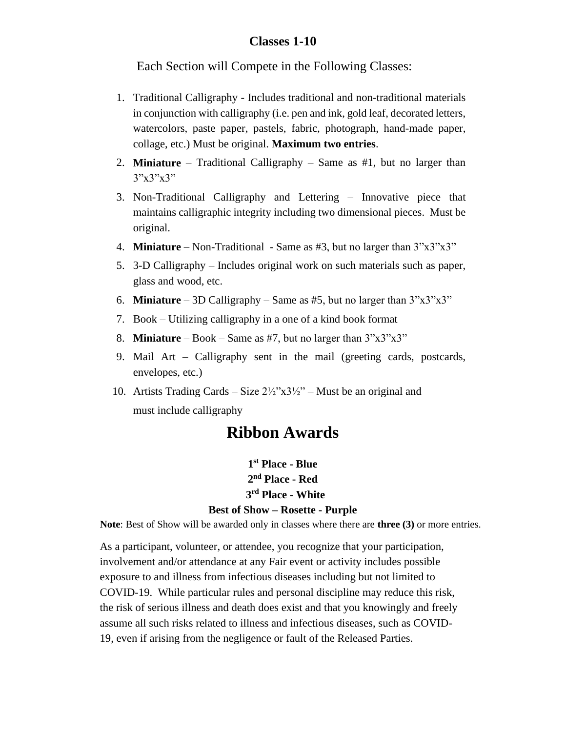## Classes 1-10

Each Section will Compete in the Following Classes:

1. Traditional Calligraphy - Includes traditional and non-traditional materials in conjunction with calligraphy (i.e. pen and ink, gold leaf, decorated letters, watercolors, paste paper, pastels, fabric, photograph, hand-made paper, collage, etc.) Must be original. **Maximum two entries**.
2. **Miniature** – Traditional Calligraphy – Same as #1, but no larger than 3"x3"x3"
3. Non-Traditional Calligraphy and Lettering – Innovative piece that maintains calligraphic integrity including two dimensional pieces. Must be original.
4. **Miniature** – Non-Traditional - Same as #3, but no larger than 3"x3"x3"
5. 3-D Calligraphy – Includes original work on such materials such as paper, glass and wood, etc.
6. **Miniature** – 3D Calligraphy – Same as #5, but no larger than 3"x3"x3"
7. Book – Utilizing calligraphy in a one of a kind book format
8. **Miniature** – Book – Same as #7, but no larger than 3"x3"x3"
9. Mail Art – Calligraphy sent in the mail (greeting cards, postcards, envelopes, etc.)
10. Artists Trading Cards – Size 2½"x3½" – Must be an original and must include calligraphy

# Ribbon Awards

**1st Place - Blue**
**2nd Place - Red**
**3rd Place - White**
**Best of Show – Rosette - Purple**

**Note**: Best of Show will be awarded only in classes where there are **three (3)** or more entries.

As a participant, volunteer, or attendee, you recognize that your participation, involvement and/or attendance at any Fair event or activity includes possible exposure to and illness from infectious diseases including but not limited to COVID-19. While particular rules and personal discipline may reduce this risk, the risk of serious illness and death does exist and that you knowingly and freely assume all such risks related to illness and infectious diseases, such as COVID-19, even if arising from the negligence or fault of the Released Parties.